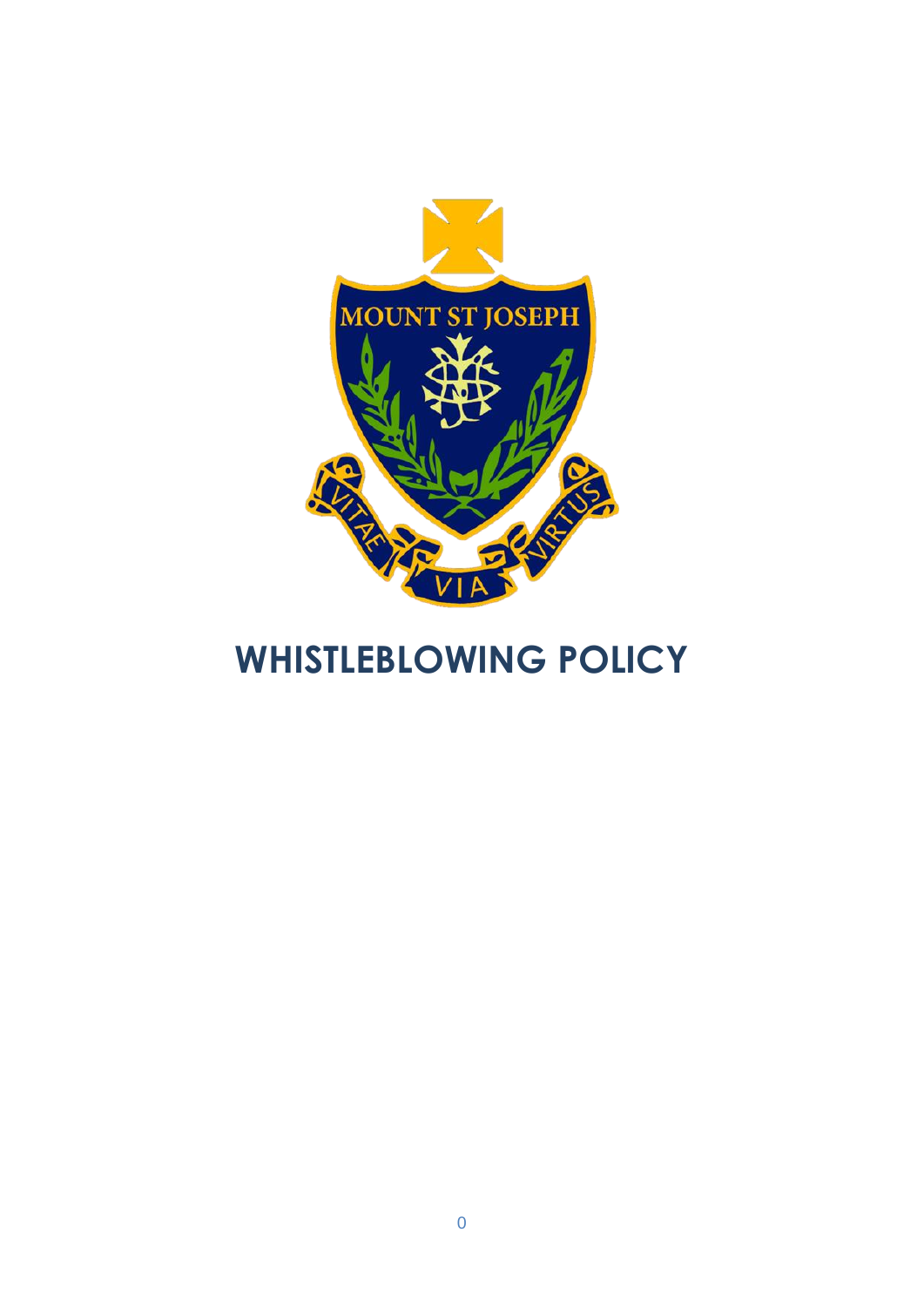# WHISTLEBLOWING POLICY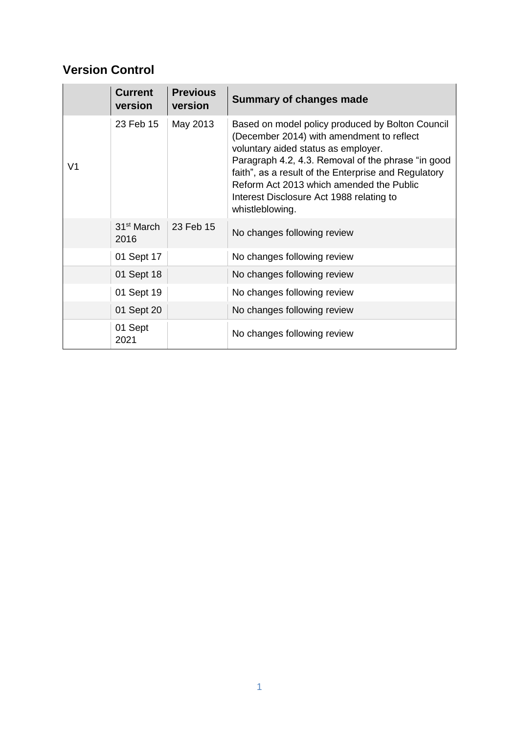## Version Control

| | Current version | Previous version | Summary of changes made |
|---|---|---|---|
| V1 | 23 Feb 15 | May 2013 | Based on model policy produced by Bolton Council (December 2014) with amendment to reflect voluntary aided status as employer. Paragraph 4.2, 4.3. Removal of the phrase "in good faith", as a result of the Enterprise and Regulatory Reform Act 2013 which amended the Public Interest Disclosure Act 1988 relating to whistleblowing. |
| | 31st March 2016 | 23 Feb 15 | No changes following review |
| | 01 Sept 17 | | No changes following review |
| | 01 Sept 18 | | No changes following review |
| | 01 Sept 19 | | No changes following review |
| | 01 Sept 20 | | No changes following review |
| | 01 Sept 2021 | | No changes following review |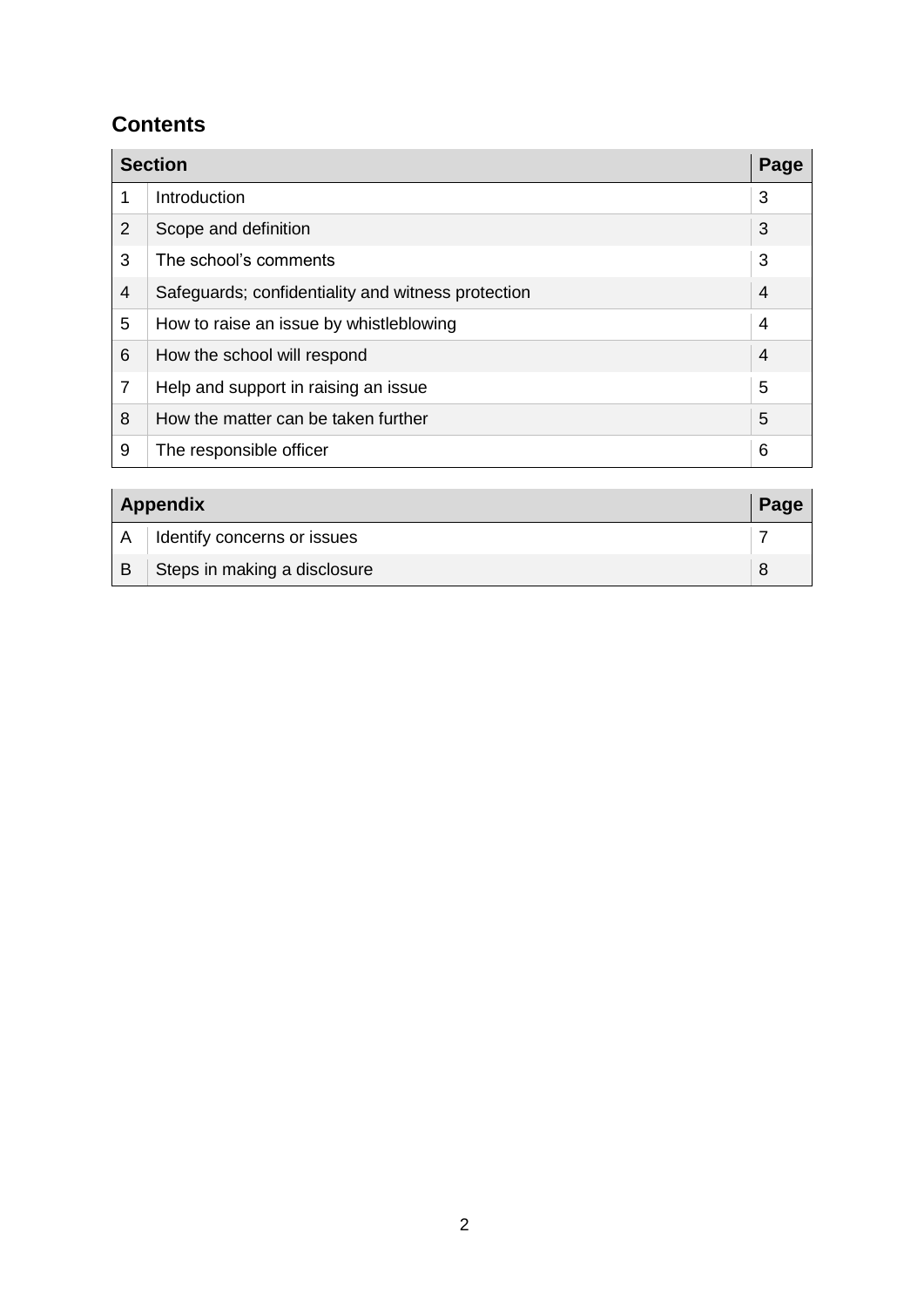## Contents

| Section | | Page |
|---|---|---|
| 1 | Introduction | 3 |
| 2 | Scope and definition | 3 |
| 3 | The school's comments | 3 |
| 4 | Safeguards; confidentiality and witness protection | 4 |
| 5 | How to raise an issue by whistleblowing | 4 |
| 6 | How the school will respond | 4 |
| 7 | Help and support in raising an issue | 5 |
| 8 | How the matter can be taken further | 5 |
| 9 | The responsible officer | 6 |

| Appendix | | Page |
|---|---|---|
| A | Identify concerns or issues | 7 |
| B | Steps in making a disclosure | 8 |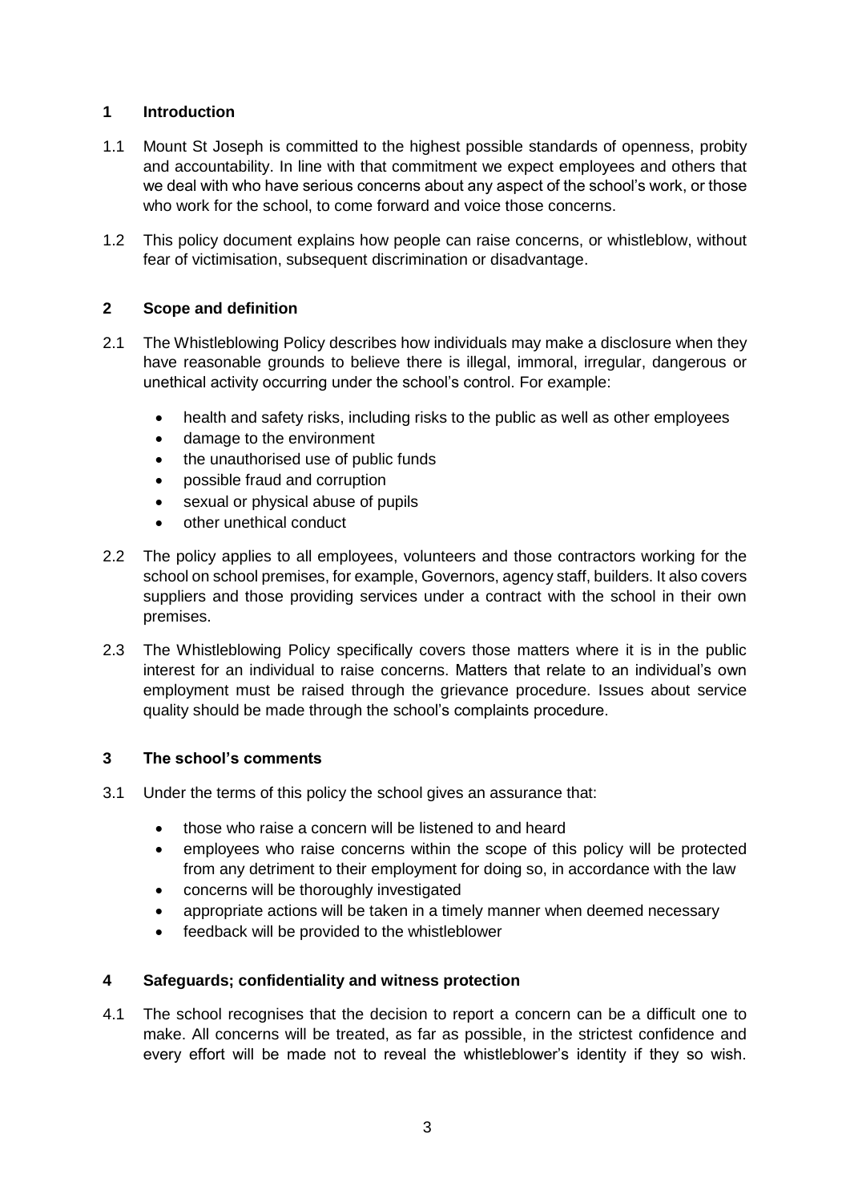## 1 Introduction

1.1 Mount St Joseph is committed to the highest possible standards of openness, probity and accountability. In line with that commitment we expect employees and others that we deal with who have serious concerns about any aspect of the school's work, or those who work for the school, to come forward and voice those concerns.

1.2 This policy document explains how people can raise concerns, or whistleblow, without fear of victimisation, subsequent discrimination or disadvantage.

## 2 Scope and definition

2.1 The Whistleblowing Policy describes how individuals may make a disclosure when they have reasonable grounds to believe there is illegal, immoral, irregular, dangerous or unethical activity occurring under the school's control. For example:

- health and safety risks, including risks to the public as well as other employees
- damage to the environment
- the unauthorised use of public funds
- possible fraud and corruption
- sexual or physical abuse of pupils
- other unethical conduct

2.2 The policy applies to all employees, volunteers and those contractors working for the school on school premises, for example, Governors, agency staff, builders. It also covers suppliers and those providing services under a contract with the school in their own premises.

2.3 The Whistleblowing Policy specifically covers those matters where it is in the public interest for an individual to raise concerns. Matters that relate to an individual's own employment must be raised through the grievance procedure. Issues about service quality should be made through the school's complaints procedure.

## 3 The school's comments

3.1 Under the terms of this policy the school gives an assurance that:

- those who raise a concern will be listened to and heard
- employees who raise concerns within the scope of this policy will be protected from any detriment to their employment for doing so, in accordance with the law
- concerns will be thoroughly investigated
- appropriate actions will be taken in a timely manner when deemed necessary
- feedback will be provided to the whistleblower

## 4 Safeguards; confidentiality and witness protection

4.1 The school recognises that the decision to report a concern can be a difficult one to make. All concerns will be treated, as far as possible, in the strictest confidence and every effort will be made not to reveal the whistleblower's identity if they so wish.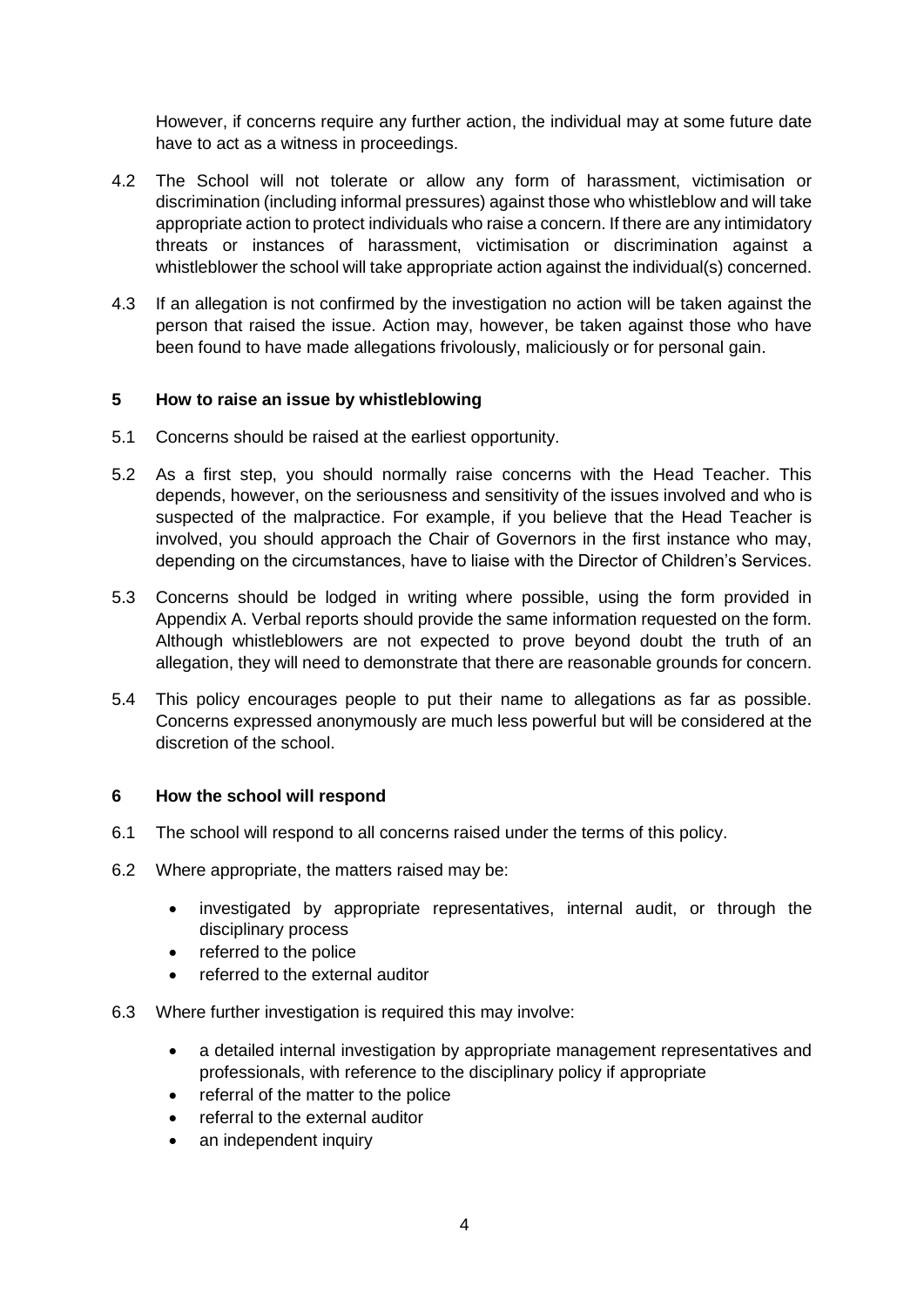However, if concerns require any further action, the individual may at some future date have to act as a witness in proceedings.

4.2 The School will not tolerate or allow any form of harassment, victimisation or discrimination (including informal pressures) against those who whistleblow and will take appropriate action to protect individuals who raise a concern. If there are any intimidatory threats or instances of harassment, victimisation or discrimination against a whistleblower the school will take appropriate action against the individual(s) concerned.

4.3 If an allegation is not confirmed by the investigation no action will be taken against the person that raised the issue. Action may, however, be taken against those who have been found to have made allegations frivolously, maliciously or for personal gain.

## 5 How to raise an issue by whistleblowing

5.1 Concerns should be raised at the earliest opportunity.

5.2 As a first step, you should normally raise concerns with the Head Teacher. This depends, however, on the seriousness and sensitivity of the issues involved and who is suspected of the malpractice. For example, if you believe that the Head Teacher is involved, you should approach the Chair of Governors in the first instance who may, depending on the circumstances, have to liaise with the Director of Children's Services.

5.3 Concerns should be lodged in writing where possible, using the form provided in Appendix A. Verbal reports should provide the same information requested on the form. Although whistleblowers are not expected to prove beyond doubt the truth of an allegation, they will need to demonstrate that there are reasonable grounds for concern.

5.4 This policy encourages people to put their name to allegations as far as possible. Concerns expressed anonymously are much less powerful but will be considered at the discretion of the school.

## 6 How the school will respond

6.1 The school will respond to all concerns raised under the terms of this policy.

6.2 Where appropriate, the matters raised may be:

- investigated by appropriate representatives, internal audit, or through the disciplinary process
- referred to the police
- referred to the external auditor

6.3 Where further investigation is required this may involve:

- a detailed internal investigation by appropriate management representatives and professionals, with reference to the disciplinary policy if appropriate
- referral of the matter to the police
- referral to the external auditor
- an independent inquiry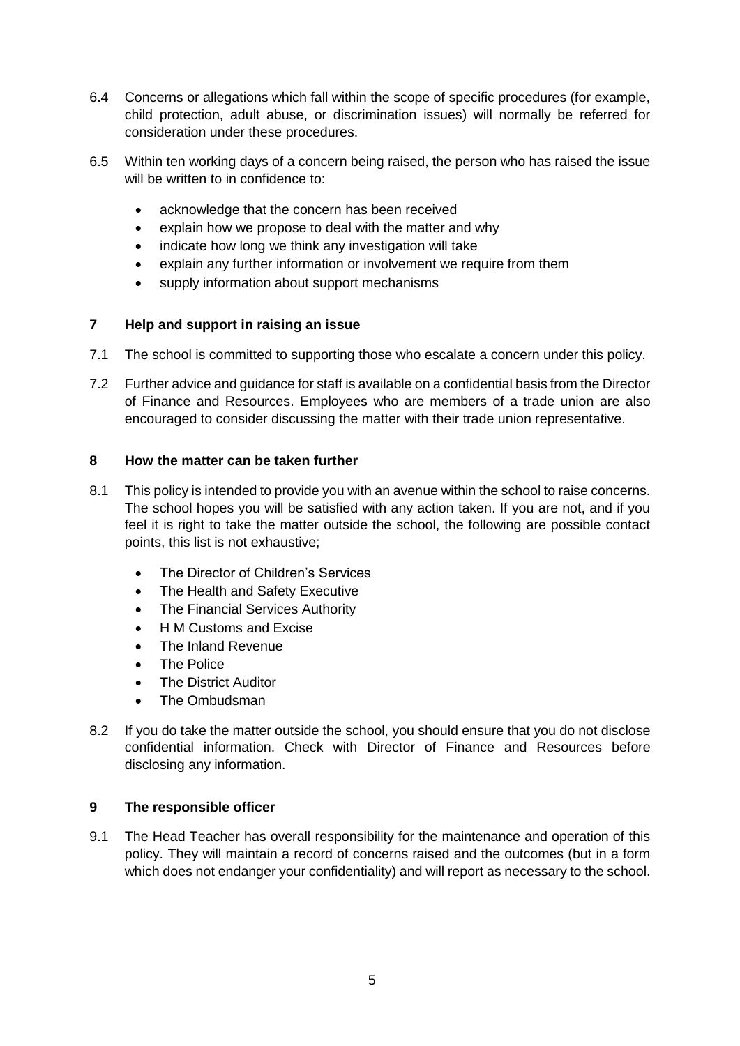6.4 Concerns or allegations which fall within the scope of specific procedures (for example, child protection, adult abuse, or discrimination issues) will normally be referred for consideration under these procedures.

6.5 Within ten working days of a concern being raised, the person who has raised the issue will be written to in confidence to:

- acknowledge that the concern has been received
- explain how we propose to deal with the matter and why
- indicate how long we think any investigation will take
- explain any further information or involvement we require from them
- supply information about support mechanisms

## 7 Help and support in raising an issue

7.1 The school is committed to supporting those who escalate a concern under this policy.

7.2 Further advice and guidance for staff is available on a confidential basis from the Director of Finance and Resources. Employees who are members of a trade union are also encouraged to consider discussing the matter with their trade union representative.

## 8 How the matter can be taken further

8.1 This policy is intended to provide you with an avenue within the school to raise concerns. The school hopes you will be satisfied with any action taken. If you are not, and if you feel it is right to take the matter outside the school, the following are possible contact points, this list is not exhaustive;

- The Director of Children's Services
- The Health and Safety Executive
- The Financial Services Authority
- H M Customs and Excise
- The Inland Revenue
- The Police
- The District Auditor
- The Ombudsman

8.2 If you do take the matter outside the school, you should ensure that you do not disclose confidential information. Check with Director of Finance and Resources before disclosing any information.

## 9 The responsible officer

9.1 The Head Teacher has overall responsibility for the maintenance and operation of this policy. They will maintain a record of concerns raised and the outcomes (but in a form which does not endanger your confidentiality) and will report as necessary to the school.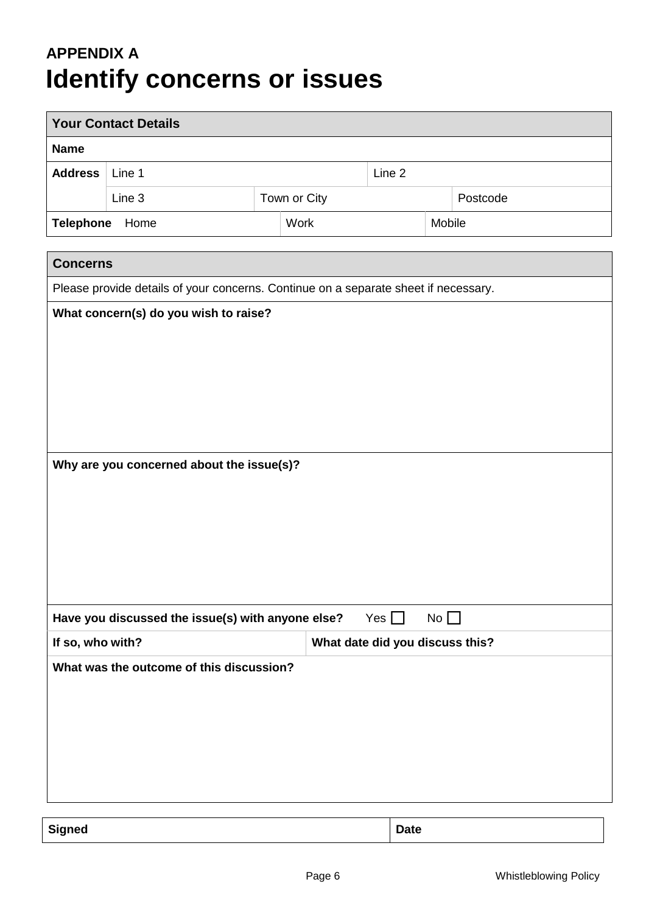**APPENDIX A**

# Identify concerns or issues

| Your Contact Details | | | | |
|---|---|---|---|---|
| **Name** | | | | |
| **Address** | Line 1 | | Line 2 | |
| | Line 3 | Town or City | | Postcode |
| **Telephone** Home | | Work | Mobile | |

| Concerns | |
|---|---|
| Please provide details of your concerns. Continue on a separate sheet if necessary. | |
| **What concern(s) do you wish to raise?** | |
| **Why are you concerned about the issue(s)?** | |
| **Have you discussed the issue(s) with anyone else?** Yes ☐ No ☐ | |
| **If so, who with?** | **What date did you discuss this?** |
| **What was the outcome of this discussion?** | |

| Signed | Date |
|---|---|
| | |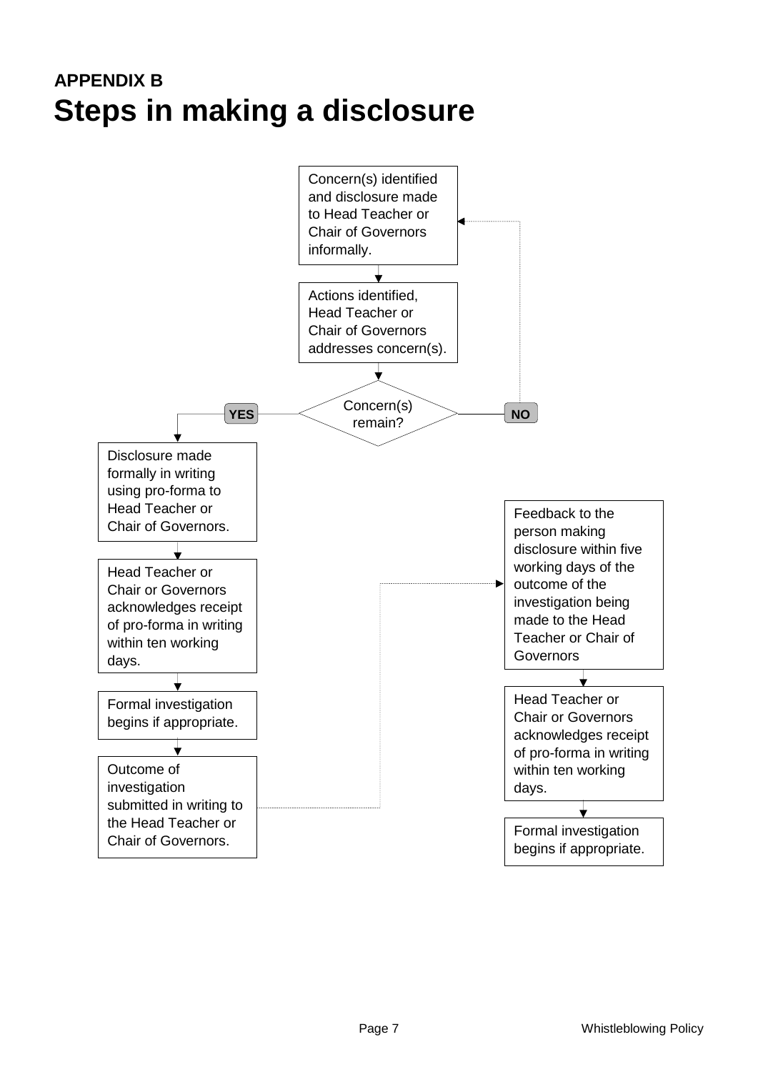APPENDIX B

# Steps in making a disclosure

Concern(s) identified and disclosure made to Head Teacher or Chair of Governors informally.

Actions identified, Head Teacher or Chair of Governors addresses concern(s).

Concern(s) remain?

YES

NO

Disclosure made formally in writing using pro-forma to Head Teacher or Chair of Governors.

Head Teacher or Chair or Governors acknowledges receipt of pro-forma in writing within ten working days.

Formal investigation begins if appropriate.

Outcome of investigation submitted in writing to the Head Teacher or Chair of Governors.

Feedback to the person making disclosure within five working days of the outcome of the investigation being made to the Head Teacher or Chair of Governors

Head Teacher or Chair or Governors acknowledges receipt of pro-forma in writing within ten working days.

Formal investigation begins if appropriate.